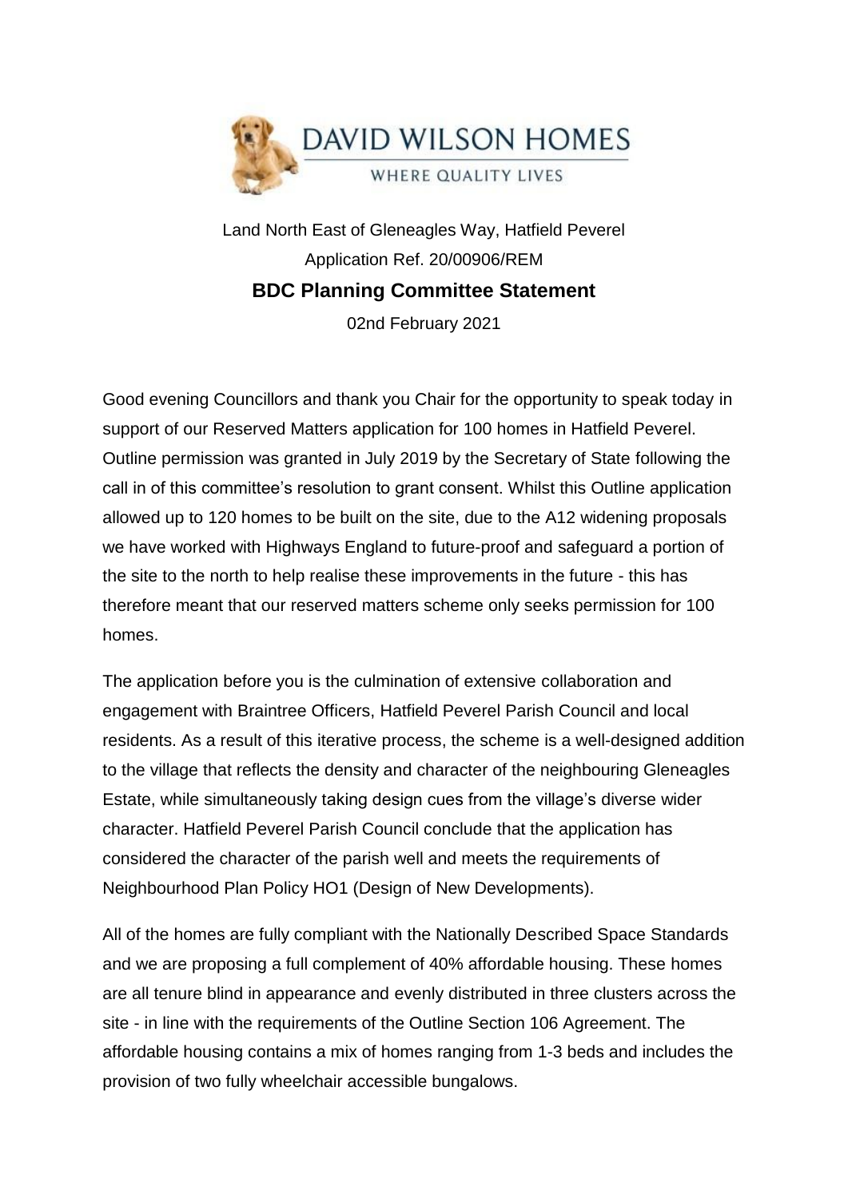DAVID WILSON HOMES

WHERE QUALITY LIVES

Land North East of Gleneagles Way, Hatfield Peverel

Application Ref. 20/00906/REM

## BDC Planning Committee Statement

02nd February 2021

Good evening Councillors and thank you Chair for the opportunity to speak today in support of our Reserved Matters application for 100 homes in Hatfield Peverel. Outline permission was granted in July 2019 by the Secretary of State following the call in of this committee's resolution to grant consent. Whilst this Outline application allowed up to 120 homes to be built on the site, due to the A12 widening proposals we have worked with Highways England to future-proof and safeguard a portion of the site to the north to help realise these improvements in the future - this has therefore meant that our reserved matters scheme only seeks permission for 100 homes.

The application before you is the culmination of extensive collaboration and engagement with Braintree Officers, Hatfield Peverel Parish Council and local residents. As a result of this iterative process, the scheme is a well-designed addition to the village that reflects the density and character of the neighbouring Gleneagles Estate, while simultaneously taking design cues from the village's diverse wider character. Hatfield Peverel Parish Council conclude that the application has considered the character of the parish well and meets the requirements of Neighbourhood Plan Policy HO1 (Design of New Developments).

All of the homes are fully compliant with the Nationally Described Space Standards and we are proposing a full complement of 40% affordable housing. These homes are all tenure blind in appearance and evenly distributed in three clusters across the site - in line with the requirements of the Outline Section 106 Agreement. The affordable housing contains a mix of homes ranging from 1-3 beds and includes the provision of two fully wheelchair accessible bungalows.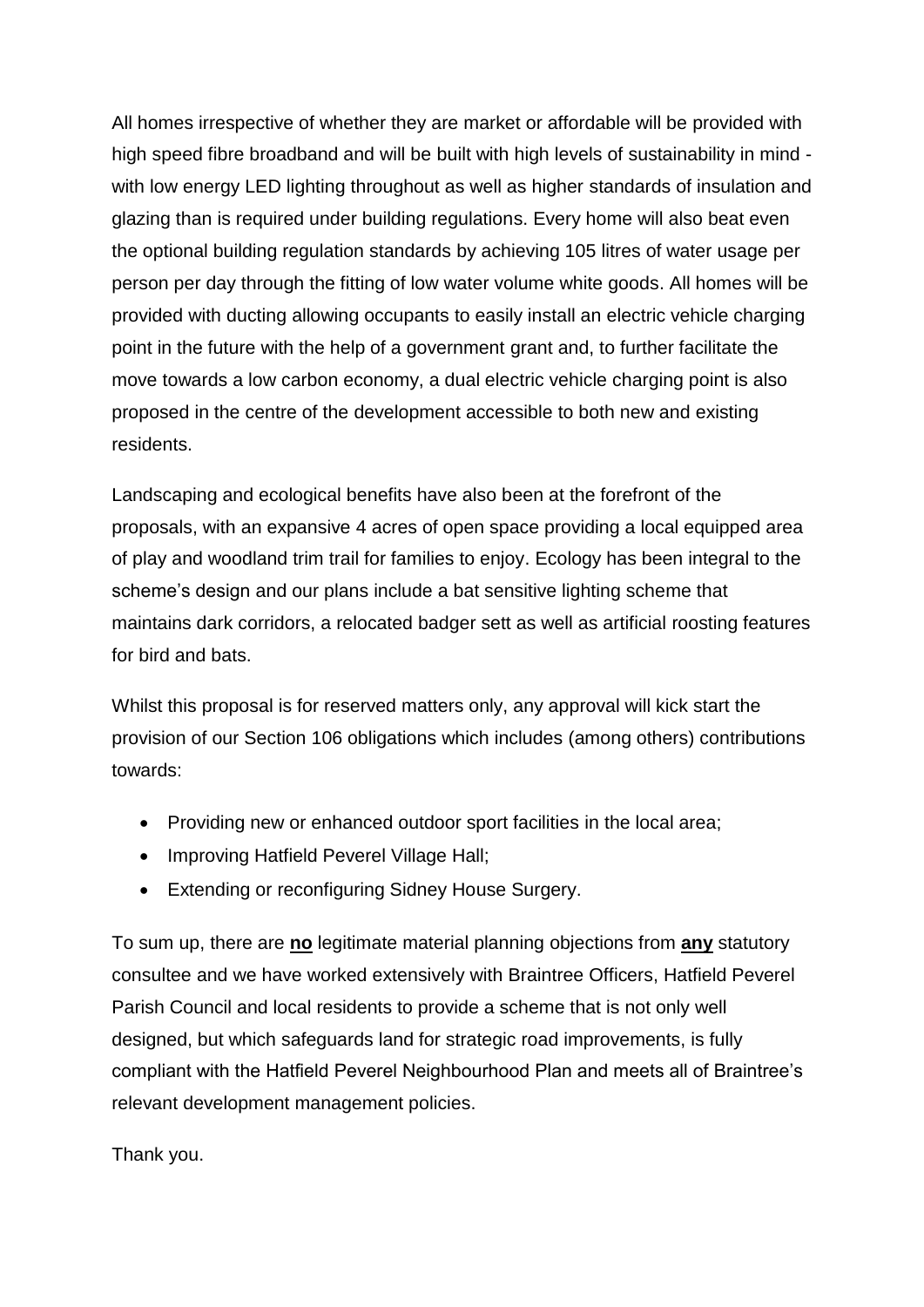All homes irrespective of whether they are market or affordable will be provided with high speed fibre broadband and will be built with high levels of sustainability in mind - with low energy LED lighting throughout as well as higher standards of insulation and glazing than is required under building regulations. Every home will also beat even the optional building regulation standards by achieving 105 litres of water usage per person per day through the fitting of low water volume white goods. All homes will be provided with ducting allowing occupants to easily install an electric vehicle charging point in the future with the help of a government grant and, to further facilitate the move towards a low carbon economy, a dual electric vehicle charging point is also proposed in the centre of the development accessible to both new and existing residents.

Landscaping and ecological benefits have also been at the forefront of the proposals, with an expansive 4 acres of open space providing a local equipped area of play and woodland trim trail for families to enjoy. Ecology has been integral to the scheme's design and our plans include a bat sensitive lighting scheme that maintains dark corridors, a relocated badger sett as well as artificial roosting features for bird and bats.

Whilst this proposal is for reserved matters only, any approval will kick start the provision of our Section 106 obligations which includes (among others) contributions towards:

- Providing new or enhanced outdoor sport facilities in the local area;
- Improving Hatfield Peverel Village Hall;
- Extending or reconfiguring Sidney House Surgery.

To sum up, there are **no** legitimate material planning objections from **any** statutory consultee and we have worked extensively with Braintree Officers, Hatfield Peverel Parish Council and local residents to provide a scheme that is not only well designed, but which safeguards land for strategic road improvements, is fully compliant with the Hatfield Peverel Neighbourhood Plan and meets all of Braintree's relevant development management policies.

Thank you.